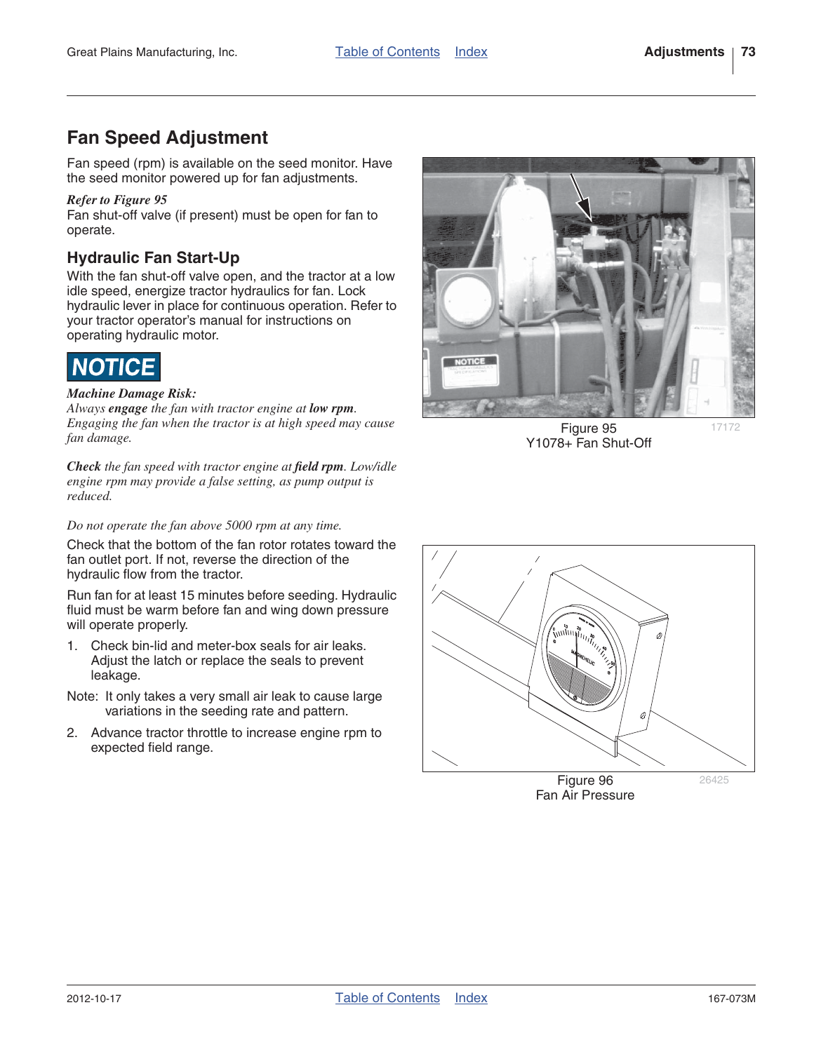## Fan Speed Adjustment

Fan speed (rpm) is available on the seed monitor. Have the seed monitor powered up for fan adjustments.

*Refer to Figure 95*

Fan shut-off valve (if present) must be open for fan to operate.

### Hydraulic Fan Start-Up

With the fan shut-off valve open, and the tractor at a low idle speed, energize tractor hydraulics for fan. Lock hydraulic lever in place for continuous operation. Refer to your tractor operator's manual for instructions on operating hydraulic motor.

**NOTICE**

***Machine Damage Risk:***

*Always **engage** the fan with tractor engine at **low rpm**. Engaging the fan when the tractor is at high speed may cause fan damage.*

***Check** the fan speed with tractor engine at **field rpm**. Low/idle engine rpm may provide a false setting, as pump output is reduced.*

*Do not operate the fan above 5000 rpm at any time.*

Check that the bottom of the fan rotor rotates toward the fan outlet port. If not, reverse the direction of the hydraulic flow from the tractor.

Run fan for at least 15 minutes before seeding. Hydraulic fluid must be warm before fan and wing down pressure will operate properly.

1. Check bin-lid and meter-box seals for air leaks. Adjust the latch or replace the seals to prevent leakage.

Note: It only takes a very small air leak to cause large variations in the seeding rate and pattern.

2. Advance tractor throttle to increase engine rpm to expected field range.

Figure 95
Y1078+ Fan Shut-Off

Figure 96
Fan Air Pressure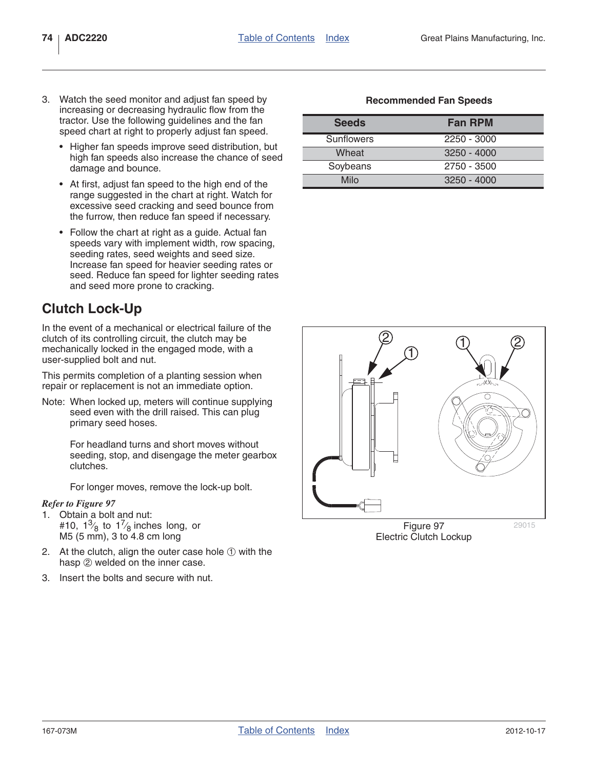3. Watch the seed monitor and adjust fan speed by increasing or decreasing hydraulic flow from the tractor. Use the following guidelines and the fan speed chart at right to properly adjust fan speed.

   - Higher fan speeds improve seed distribution, but high fan speeds also increase the chance of seed damage and bounce.
   - At first, adjust fan speed to the high end of the range suggested in the chart at right. Watch for excessive seed cracking and seed bounce from the furrow, then reduce fan speed if necessary.
   - Follow the chart at right as a guide. Actual fan speeds vary with implement width, row spacing, seeding rates, seed weights and seed size. Increase fan speed for heavier seeding rates or seed. Reduce fan speed for lighter seeding rates and seed more prone to cracking.

**Recommended Fan Speeds**

| Seeds | Fan RPM |
|---|---|
| Sunflowers | 2250 - 3000 |
| Wheat | 3250 - 4000 |
| Soybeans | 2750 - 3500 |
| Milo | 3250 - 4000 |

## Clutch Lock-Up

In the event of a mechanical or electrical failure of the clutch of its controlling circuit, the clutch may be mechanically locked in the engaged mode, with a user-supplied bolt and nut.

This permits completion of a planting session when repair or replacement is not an immediate option.

Note: When locked up, meters will continue supplying seed even with the drill raised. This can plug primary seed hoses.

For headland turns and short moves without seeding, stop, and disengage the meter gearbox clutches.

For longer moves, remove the lock-up bolt.

*Refer to Figure 97*

1. Obtain a bolt and nut:
   #10, $1\frac{3}{8}$ to $1\frac{7}{8}$ inches long, or
   M5 (5 mm), 3 to 4.8 cm long
2. At the clutch, align the outer case hole ① with the hasp ② welded on the inner case.
3. Insert the bolts and secure with nut.

①
②
①
②

29015

Figure 97
Electric Clutch Lockup